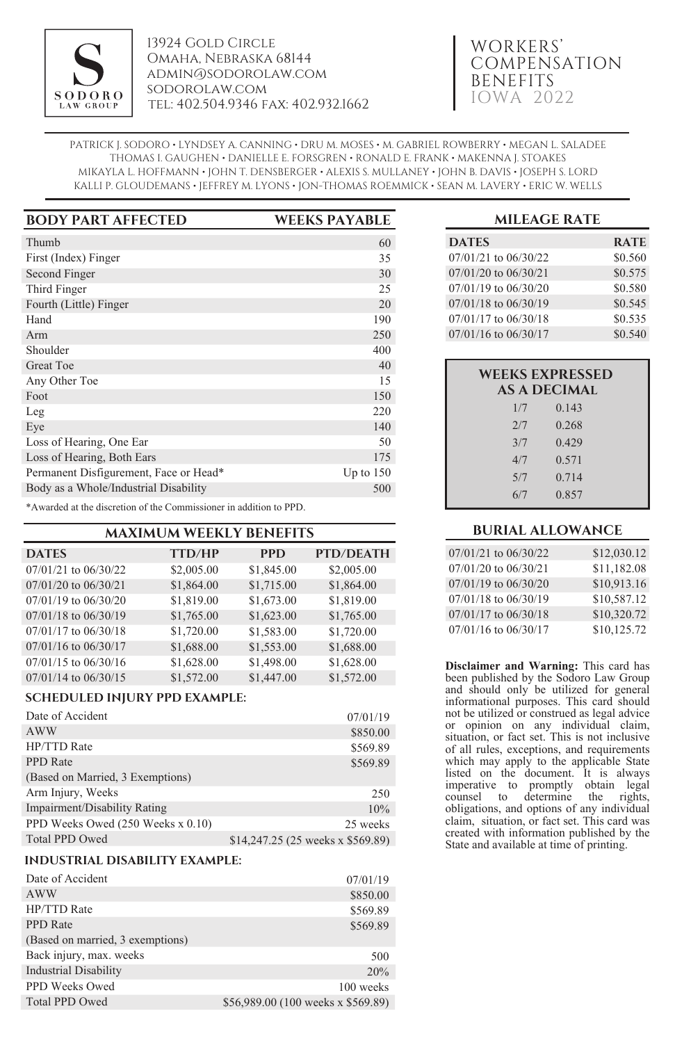**S SODORO LAW GROUP**

13924 Gold Circle
Omaha, Nebraska 68144
admin@sodorolaw.com
sodorolaw.com
Tel: 402.504.9346 Fax: 402.932.1662

# WORKERS' COMPENSATION BENEFITS IOWA 2022

PATRICK J. SODORO • LYNDSEY A. CANNING • DRU M. MOSES • M. GABRIEL ROWBERRY • MEGAN L. SALADEE
THOMAS I. GAUGHEN • DANIELLE E. FORSGREN • RONALD E. FRANK • MAKENNA J. STOAKES
MIKAYLA L. HOFFMANN • JOHN T. DENSBERGER • ALEXIS S. MULLANEY • JOHN B. DAVIS • JOSEPH S. LORD
KALLI P. GLOUDEMANS • JEFFREY M. LYONS • JON-THOMAS ROEMMICK • SEAN M. LAVERY • ERIC W. WELLS

| BODY PART AFFECTED | WEEKS PAYABLE |
|---|---|
| Thumb | 60 |
| First (Index) Finger | 35 |
| Second Finger | 30 |
| Third Finger | 25 |
| Fourth (Little) Finger | 20 |
| Hand | 190 |
| Arm | 250 |
| Shoulder | 400 |
| Great Toe | 40 |
| Any Other Toe | 15 |
| Foot | 150 |
| Leg | 220 |
| Eye | 140 |
| Loss of Hearing, One Ear | 50 |
| Loss of Hearing, Both Ears | 175 |
| Permanent Disfigurement, Face or Head* | Up to 150 |
| Body as a Whole/Industrial Disability | 500 |

*Awarded at the discretion of the Commissioner in addition to PPD.

## MAXIMUM WEEKLY BENEFITS

| DATES | TTD/HP | PPD | PTD/DEATH |
|---|---|---|---|
| 07/01/21 to 06/30/22 | $2,005.00 | $1,845.00 | $2,005.00 |
| 07/01/20 to 06/30/21 | $1,864.00 | $1,715.00 | $1,864.00 |
| 07/01/19 to 06/30/20 | $1,819.00 | $1,673.00 | $1,819.00 |
| 07/01/18 to 06/30/19 | $1,765.00 | $1,623.00 | $1,765.00 |
| 07/01/17 to 06/30/18 | $1,720.00 | $1,583.00 | $1,720.00 |
| 07/01/16 to 06/30/17 | $1,688.00 | $1,553.00 | $1,688.00 |
| 07/01/15 to 06/30/16 | $1,628.00 | $1,498.00 | $1,628.00 |
| 07/01/14 to 06/30/15 | $1,572.00 | $1,447.00 | $1,572.00 |

### SCHEDULED INJURY PPD EXAMPLE:

| | |
|---|---|
| Date of Accident | 07/01/19 |
| AWW | $850.00 |
| HP/TTD Rate | $569.89 |
| PPD Rate | $569.89 |
| (Based on Married, 3 Exemptions) | |
| Arm Injury, Weeks | 250 |
| Impairment/Disability Rating | 10% |
| PPD Weeks Owed (250 Weeks x 0.10) | 25 weeks |
| Total PPD Owed | $14,247.25 (25 weeks x $569.89) |

### INDUSTRIAL DISABILITY EXAMPLE:

| | |
|---|---|
| Date of Accident | 07/01/19 |
| AWW | $850.00 |
| HP/TTD Rate | $569.89 |
| PPD Rate | $569.89 |
| (Based on married, 3 exemptions) | |
| Back injury, max. weeks | 500 |
| Industrial Disability | 20% |
| PPD Weeks Owed | 100 weeks |
| Total PPD Owed | $56,989.00 (100 weeks x $569.89) |

## MILEAGE RATE

| DATES | RATE |
|---|---|
| 07/01/21 to 06/30/22 | $0.560 |
| 07/01/20 to 06/30/21 | $0.575 |
| 07/01/19 to 06/30/20 | $0.580 |
| 07/01/18 to 06/30/19 | $0.545 |
| 07/01/17 to 06/30/18 | $0.535 |
| 07/01/16 to 06/30/17 | $0.540 |

## WEEKS EXPRESSED AS A DECIMAL

| | |
|---|---|
| 1/7 | 0.143 |
| 2/7 | 0.268 |
| 3/7 | 0.429 |
| 4/7 | 0.571 |
| 5/7 | 0.714 |
| 6/7 | 0.857 |

## BURIAL ALLOWANCE

| | |
|---|---|
| 07/01/21 to 06/30/22 | $12,030.12 |
| 07/01/20 to 06/30/21 | $11,182.08 |
| 07/01/19 to 06/30/20 | $10,913.16 |
| 07/01/18 to 06/30/19 | $10,587.12 |
| 07/01/17 to 06/30/18 | $10,320.72 |
| 07/01/16 to 06/30/17 | $10,125.72 |

**Disclaimer and Warning:** This card has been published by the Sodoro Law Group and should only be utilized for general informational purposes. This card should not be utilized or construed as legal advice or opinion on any individual claim, situation, or fact set. This is not inclusive of all rules, exceptions, and requirements which may apply to the applicable State listed on the document. It is always imperative to promptly obtain legal counsel to determine the rights, obligations, and options of any individual claim, situation, or fact set. This card was created with information published by the State and available at time of printing.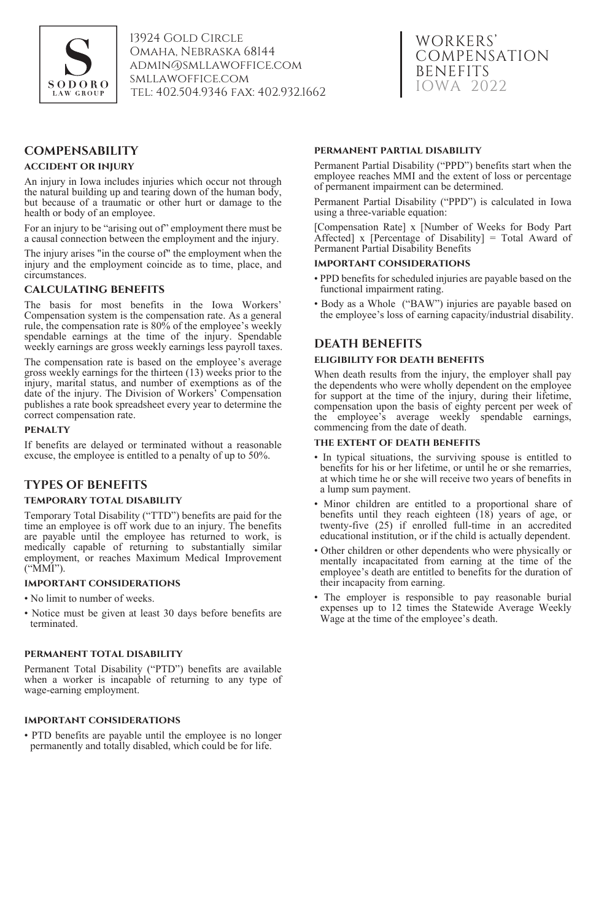S SODORO LAW GROUP

13924 Gold Circle
Omaha, Nebraska 68144
admin@smllawoffice.com
smllawoffice.com
Tel: 402.504.9346 Fax: 402.932.1662

WORKERS' COMPENSATION BENEFITS
IOWA 2022

## COMPENSABILITY

### ACCIDENT OR INJURY

An injury in Iowa includes injuries which occur not through the natural building up and tearing down of the human body, but because of a traumatic or other hurt or damage to the health or body of an employee.

For an injury to be "arising out of" employment there must be a causal connection between the employment and the injury.

The injury arises "in the course of" the employment when the injury and the employment coincide as to time, place, and circumstances.

### CALCULATING BENEFITS

The basis for most benefits in the Iowa Workers' Compensation system is the compensation rate. As a general rule, the compensation rate is 80% of the employee's weekly spendable earnings at the time of the injury. Spendable weekly earnings are gross weekly earnings less payroll taxes.

The compensation rate is based on the employee's average gross weekly earnings for the thirteen (13) weeks prior to the injury, marital status, and number of exemptions as of the date of the injury. The Division of Workers' Compensation publishes a rate book spreadsheet every year to determine the correct compensation rate.

### PENALTY

If benefits are delayed or terminated without a reasonable excuse, the employee is entitled to a penalty of up to 50%.

## TYPES OF BENEFITS

### TEMPORARY TOTAL DISABILITY

Temporary Total Disability ("TTD") benefits are paid for the time an employee is off work due to an injury. The benefits are payable until the employee has returned to work, is medically capable of returning to substantially similar employment, or reaches Maximum Medical Improvement ("MMI").

### IMPORTANT CONSIDERATIONS

- No limit to number of weeks.
- Notice must be given at least 30 days before benefits are terminated.

### PERMANENT TOTAL DISABILITY

Permanent Total Disability ("PTD") benefits are available when a worker is incapable of returning to any type of wage-earning employment.

### IMPORTANT CONSIDERATIONS

- PTD benefits are payable until the employee is no longer permanently and totally disabled, which could be for life.

### PERMANENT PARTIAL DISABILITY

Permanent Partial Disability ("PPD") benefits start when the employee reaches MMI and the extent of loss or percentage of permanent impairment can be determined.

Permanent Partial Disability ("PPD") is calculated in Iowa using a three-variable equation:

[Compensation Rate] x [Number of Weeks for Body Part Affected] x [Percentage of Disability] = Total Award of Permanent Partial Disability Benefits

### IMPORTANT CONSIDERATIONS

- PPD benefits for scheduled injuries are payable based on the functional impairment rating.
- Body as a Whole ("BAW") injuries are payable based on the employee's loss of earning capacity/industrial disability.

## DEATH BENEFITS

### ELIGIBILITY FOR DEATH BENEFITS

When death results from the injury, the employer shall pay the dependents who were wholly dependent on the employee for support at the time of the injury, during their lifetime, compensation upon the basis of eighty percent per week of the employee's average weekly spendable earnings, commencing from the date of death.

### THE EXTENT OF DEATH BENEFITS

- In typical situations, the surviving spouse is entitled to benefits for his or her lifetime, or until he or she remarries, at which time he or she will receive two years of benefits in a lump sum payment.
- Minor children are entitled to a proportional share of benefits until they reach eighteen (18) years of age, or twenty-five (25) if enrolled full-time in an accredited educational institution, or if the child is actually dependent.
- Other children or other dependents who were physically or mentally incapacitated from earning at the time of the employee's death are entitled to benefits for the duration of their incapacity from earning.
- The employer is responsible to pay reasonable burial expenses up to 12 times the Statewide Average Weekly Wage at the time of the employee's death.